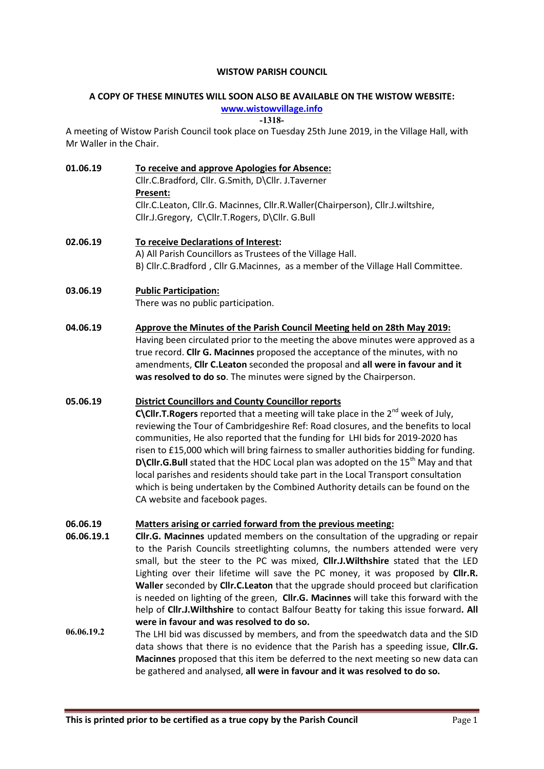**WISTOW PARISH COUNCIL**

**A COPY OF THESE MINUTES WILL SOON ALSO BE AVAILABLE ON THE WISTOW WEBSITE:**

**www.wistowvillage.info**

**-1318-**

A meeting of Wistow Parish Council took place on Tuesday 25th June 2019, in the Village Hall, with Mr Waller in the Chair.

**01.06.19** **To receive and approve Apologies for Absence:**

Cllr.C.Bradford, Cllr. G.Smith, D\Cllr. J.Taverner

**Present:**

Cllr.C.Leaton, Cllr.G. Macinnes, Cllr.R.Waller(Chairperson), Cllr.J.wiltshire, Cllr.J.Gregory, C\Cllr.T.Rogers, D\Cllr. G.Bull

**02.06.19** **To receive Declarations of Interest:**

A) All Parish Councillors as Trustees of the Village Hall.

B) Cllr.C.Bradford , Cllr G.Macinnes, as a member of the Village Hall Committee.

**03.06.19** **Public Participation:**

There was no public participation.

**04.06.19** **Approve the Minutes of the Parish Council Meeting held on 28th May 2019:**

Having been circulated prior to the meeting the above minutes were approved as a true record. **Cllr G. Macinnes** proposed the acceptance of the minutes, with no amendments, **Cllr C.Leaton** seconded the proposal and **all were in favour and it was resolved to do so**. The minutes were signed by the Chairperson.

**05.06.19** **District Councillors and County Councillor reports**

**C\Cllr.T.Rogers** reported that a meeting will take place in the 2nd week of July, reviewing the Tour of Cambridgeshire Ref: Road closures, and the benefits to local communities, He also reported that the funding for LHI bids for 2019-2020 has risen to £15,000 which will bring fairness to smaller authorities bidding for funding. **D\Cllr.G.Bull** stated that the HDC Local plan was adopted on the 15th May and that local parishes and residents should take part in the Local Transport consultation which is being undertaken by the Combined Authority details can be found on the CA website and facebook pages.

**06.06.19** **Matters arising or carried forward from the previous meeting:**

**06.06.19.1** **Cllr.G. Macinnes** updated members on the consultation of the upgrading or repair to the Parish Councils streetlighting columns, the numbers attended were very small, but the steer to the PC was mixed, **Cllr.J.Wilthshire** stated that the LED Lighting over their lifetime will save the PC money, it was proposed by **Cllr.R. Waller** seconded by **Cllr.C.Leaton** that the upgrade should proceed but clarification is needed on lighting of the green, **Cllr.G. Macinnes** will take this forward with the help of **Cllr.J.Wilthshire** to contact Balfour Beatty for taking this issue forward**. All were in favour and was resolved to do so.**

**06.06.19.2** The LHI bid was discussed by members, and from the speedwatch data and the SID data shows that there is no evidence that the Parish has a speeding issue, **Cllr.G. Macinnes** proposed that this item be deferred to the next meeting so new data can be gathered and analysed, **all were in favour and it was resolved to do so.**

**This is printed prior to be certified as a true copy by the Parish Council**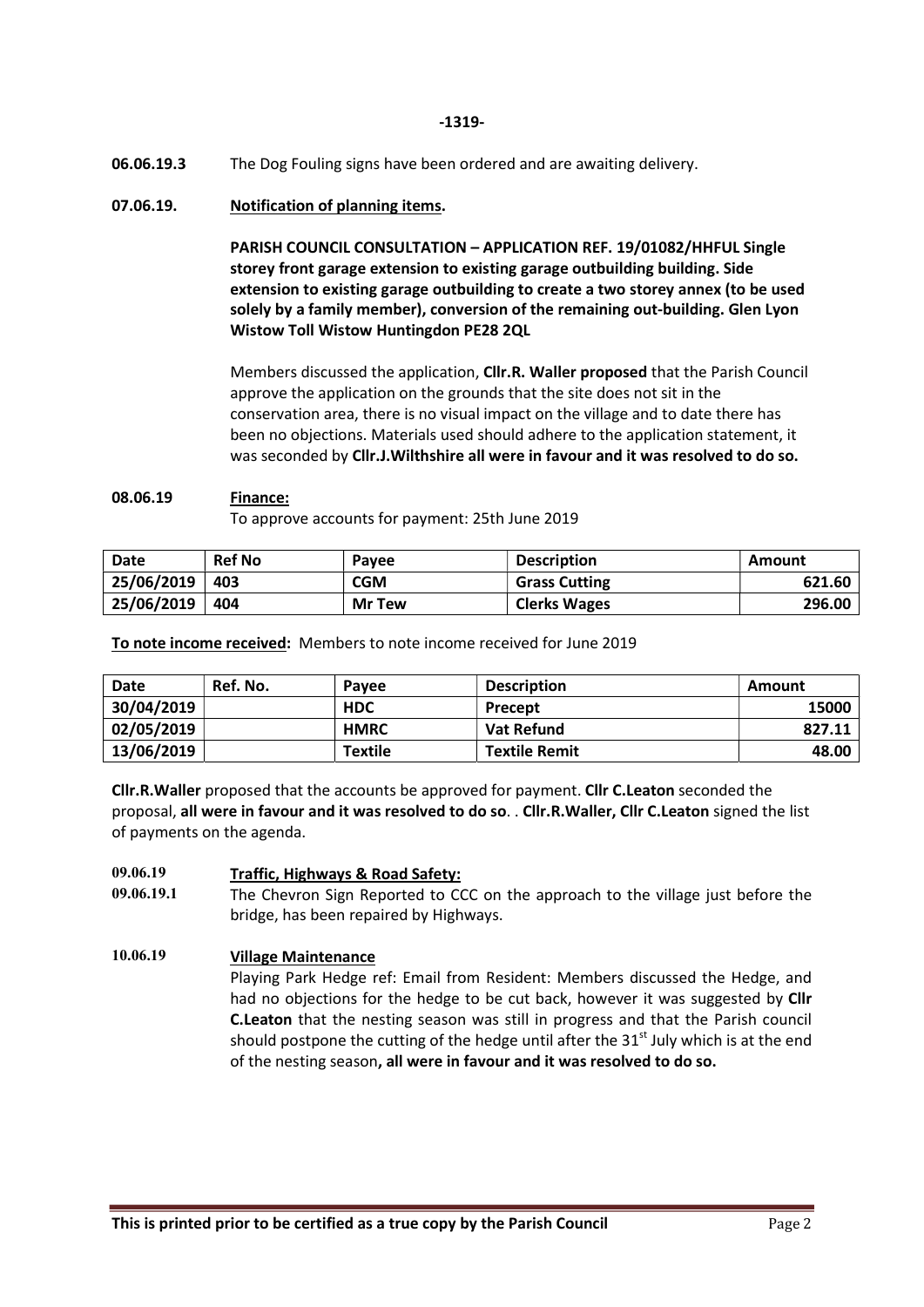-1319-

**06.06.19.3** The Dog Fouling signs have been ordered and are awaiting delivery.

**07.06.19. Notification of planning items.**

**PARISH COUNCIL CONSULTATION – APPLICATION REF. 19/01082/HHFUL Single storey front garage extension to existing garage outbuilding building. Side extension to existing garage outbuilding to create a two storey annex (to be used solely by a family member), conversion of the remaining out-building. Glen Lyon Wistow Toll Wistow Huntingdon PE28 2QL**

Members discussed the application, **Cllr.R. Waller proposed** that the Parish Council approve the application on the grounds that the site does not sit in the conservation area, there is no visual impact on the village and to date there has been no objections. Materials used should adhere to the application statement, it was seconded by **Cllr.J.Wilthshire all were in favour and it was resolved to do so.**

**08.06.19 Finance:**

To approve accounts for payment: 25th June 2019

| Date | Ref No | Payee | Description | Amount |
|---|---|---|---|---|
| 25/06/2019 | 403 | CGM | Grass Cutting | 621.60 |
| 25/06/2019 | 404 | Mr Tew | Clerks Wages | 296.00 |

**To note income received:** Members to note income received for June 2019

| Date | Ref. No. | Payee | Description | Amount |
|---|---|---|---|---|
| 30/04/2019 | | HDC | Precept | 15000 |
| 02/05/2019 | | HMRC | Vat Refund | 827.11 |
| 13/06/2019 | | Textile | Textile Remit | 48.00 |

**Cllr.R.Waller** proposed that the accounts be approved for payment. **Cllr C.Leaton** seconded the proposal, **all were in favour and it was resolved to do so**. . **Cllr.R.Waller, Cllr C.Leaton** signed the list of payments on the agenda.

**09.06.19 Traffic, Highways & Road Safety:**

**09.06.19.1** The Chevron Sign Reported to CCC on the approach to the village just before the bridge, has been repaired by Highways.

**10.06.19 Village Maintenance**

Playing Park Hedge ref: Email from Resident: Members discussed the Hedge, and had no objections for the hedge to be cut back, however it was suggested by **Cllr C.Leaton** that the nesting season was still in progress and that the Parish council should postpone the cutting of the hedge until after the 31st July which is at the end of the nesting season**, all were in favour and it was resolved to do so.**

**This is printed prior to be certified as a true copy by the Parish Council**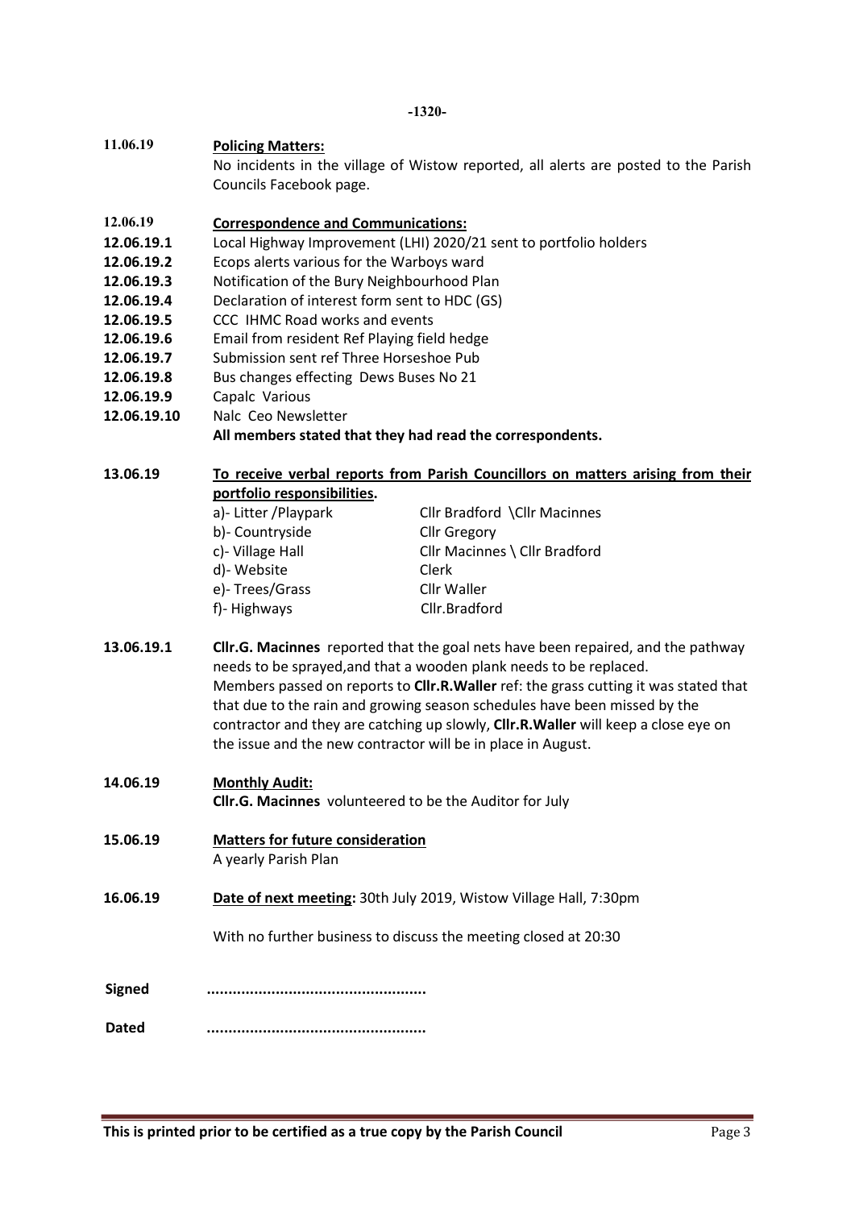**-1320-**

**11.06.19** **Policing Matters:**

No incidents in the village of Wistow reported, all alerts are posted to the Parish Councils Facebook page.

**12.06.19** **Correspondence and Communications:**

**12.06.19.1** Local Highway Improvement (LHI) 2020/21 sent to portfolio holders
**12.06.19.2** Ecops alerts various for the Warboys ward
**12.06.19.3** Notification of the Bury Neighbourhood Plan
**12.06.19.4** Declaration of interest form sent to HDC (GS)
**12.06.19.5** CCC IHMC Road works and events
**12.06.19.6** Email from resident Ref Playing field hedge
**12.06.19.7** Submission sent ref Three Horseshoe Pub
**12.06.19.8** Bus changes effecting Dews Buses No 21
**12.06.19.9** Capalc Various
**12.06.19.10** Nalc Ceo Newsletter

**All members stated that they had read the correspondents.**

**13.06.19** **To receive verbal reports from Parish Councillors on matters arising from their portfolio responsibilities.**

| | |
|---|---|
| a)- Litter /Playpark | Cllr Bradford \Cllr Macinnes |
| b)- Countryside | Cllr Gregory |
| c)- Village Hall | Cllr Macinnes \ Cllr Bradford |
| d)- Website | Clerk |
| e)- Trees/Grass | Cllr Waller |
| f)- Highways | Cllr.Bradford |

**13.06.19.1** **Cllr.G. Macinnes** reported that the goal nets have been repaired, and the pathway needs to be sprayed,and that a wooden plank needs to be replaced.
Members passed on reports to **Cllr.R.Waller** ref: the grass cutting it was stated that that due to the rain and growing season schedules have been missed by the contractor and they are catching up slowly, **Cllr.R.Waller** will keep a close eye on the issue and the new contractor will be in place in August.

**14.06.19** **Monthly Audit:**

**Cllr.G. Macinnes** volunteered to be the Auditor for July

**15.06.19** **Matters for future consideration**

A yearly Parish Plan

**16.06.19** **Date of next meeting:** 30th July 2019, Wistow Village Hall, 7:30pm

With no further business to discuss the meeting closed at 20:30

**Signed** ..................................................

**Dated** ..................................................

**This is printed prior to be certified as a true copy by the Parish Council**